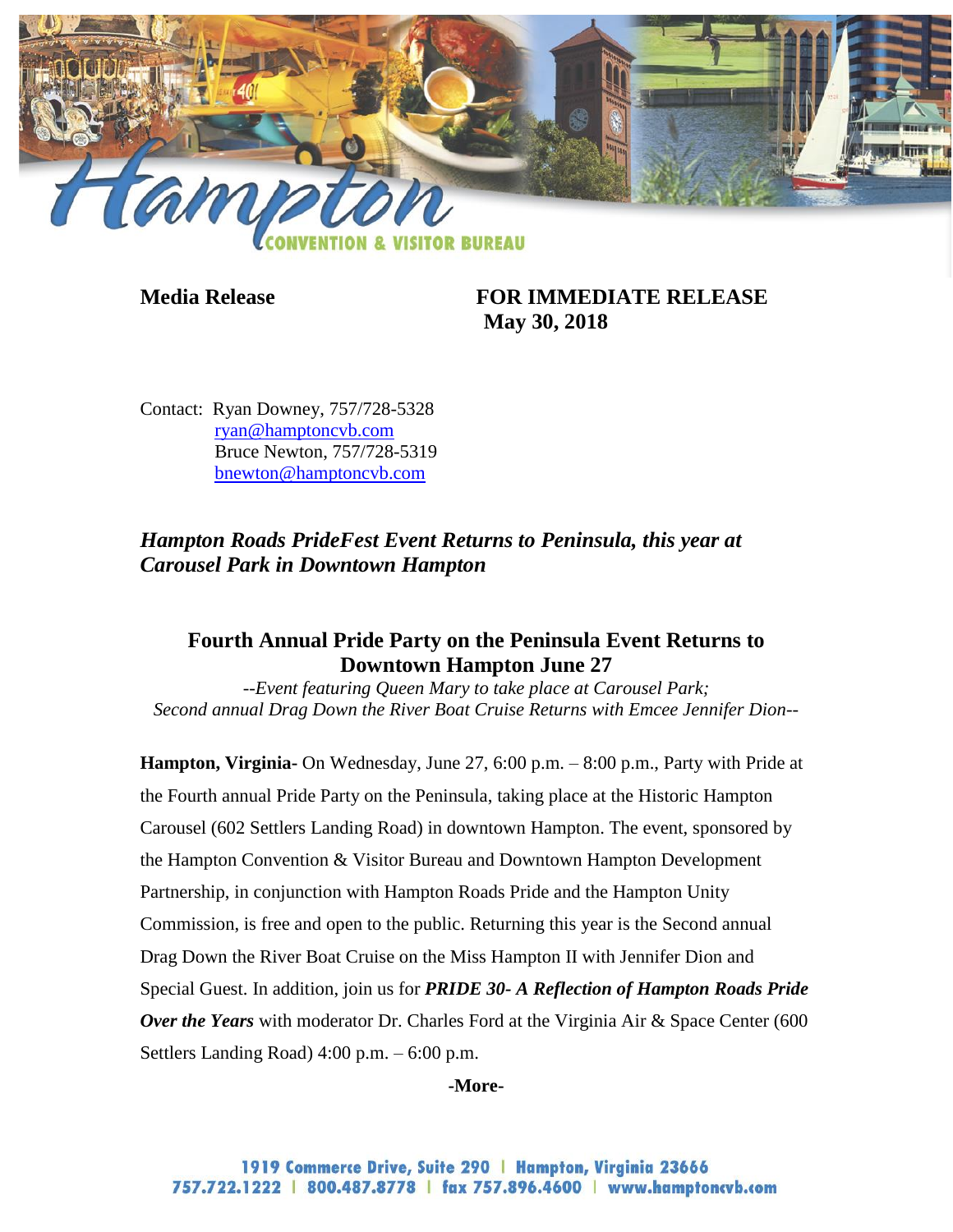**Media Release** **FOR IMMEDIATE RELEASE**
**May 30, 2018**

Contact: Ryan Downey, 757/728-5328
ryan@hamptoncvb.com
Bruce Newton, 757/728-5319
bnewton@hamptoncvb.com

***Hampton Roads PrideFest Event Returns to Peninsula, this year at Carousel Park in Downtown Hampton***

## Fourth Annual Pride Party on the Peninsula Event Returns to Downtown Hampton June 27

*--Event featuring Queen Mary to take place at Carousel Park;*
*Second annual Drag Down the River Boat Cruise Returns with Emcee Jennifer Dion--*

**Hampton, Virginia-** On Wednesday, June 27, 6:00 p.m. – 8:00 p.m., Party with Pride at the Fourth annual Pride Party on the Peninsula, taking place at the Historic Hampton Carousel (602 Settlers Landing Road) in downtown Hampton. The event, sponsored by the Hampton Convention & Visitor Bureau and Downtown Hampton Development Partnership, in conjunction with Hampton Roads Pride and the Hampton Unity Commission, is free and open to the public. Returning this year is the Second annual Drag Down the River Boat Cruise on the Miss Hampton II with Jennifer Dion and Special Guest. In addition, join us for ***PRIDE 30- A Reflection of Hampton Roads Pride Over the Years*** with moderator Dr. Charles Ford at the Virginia Air & Space Center (600 Settlers Landing Road) 4:00 p.m. – 6:00 p.m.

**-More-**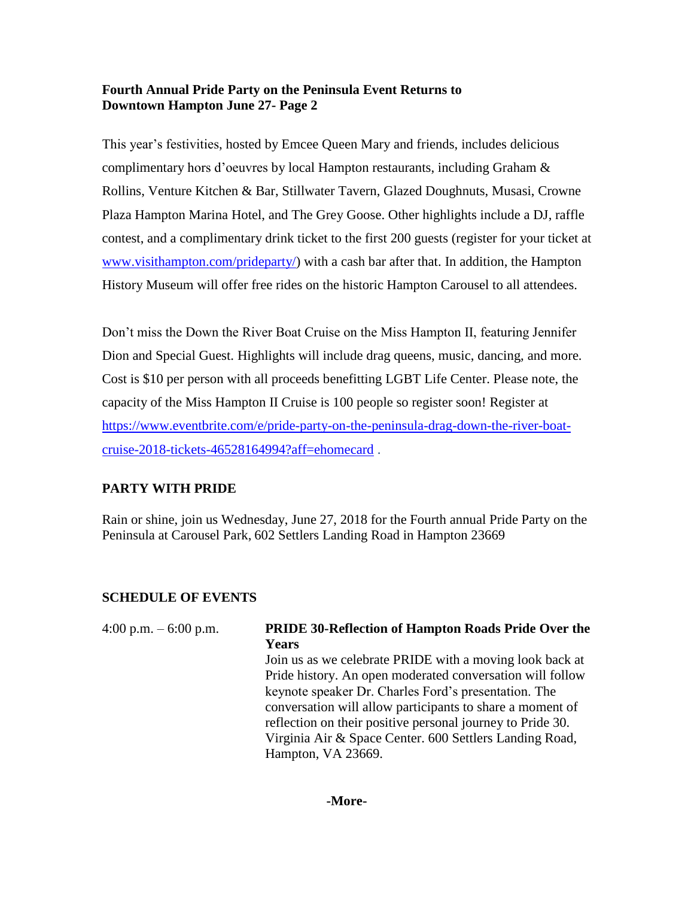**Fourth Annual Pride Party on the Peninsula Event Returns to Downtown Hampton June 27- Page 2**

This year's festivities, hosted by Emcee Queen Mary and friends, includes delicious complimentary hors d'oeuvres by local Hampton restaurants, including Graham & Rollins, Venture Kitchen & Bar, Stillwater Tavern, Glazed Doughnuts, Musasi, Crowne Plaza Hampton Marina Hotel, and The Grey Goose. Other highlights include a DJ, raffle contest, and a complimentary drink ticket to the first 200 guests (register for your ticket at www.visithampton.com/prideparty/) with a cash bar after that. In addition, the Hampton History Museum will offer free rides on the historic Hampton Carousel to all attendees.

Don't miss the Down the River Boat Cruise on the Miss Hampton II, featuring Jennifer Dion and Special Guest. Highlights will include drag queens, music, dancing, and more. Cost is $10 per person with all proceeds benefitting LGBT Life Center. Please note, the capacity of the Miss Hampton II Cruise is 100 people so register soon! Register at https://www.eventbrite.com/e/pride-party-on-the-peninsula-drag-down-the-river-boat-cruise-2018-tickets-46528164994?aff=ehomecard .

## PARTY WITH PRIDE

Rain or shine, join us Wednesday, June 27, 2018 for the Fourth annual Pride Party on the Peninsula at Carousel Park, 602 Settlers Landing Road in Hampton 23669

## SCHEDULE OF EVENTS

4:00 p.m. – 6:00 p.m. **PRIDE 30-Reflection of Hampton Roads Pride Over the Years**
Join us as we celebrate PRIDE with a moving look back at Pride history. An open moderated conversation will follow keynote speaker Dr. Charles Ford's presentation. The conversation will allow participants to share a moment of reflection on their positive personal journey to Pride 30. Virginia Air & Space Center. 600 Settlers Landing Road, Hampton, VA 23669.

**-More-**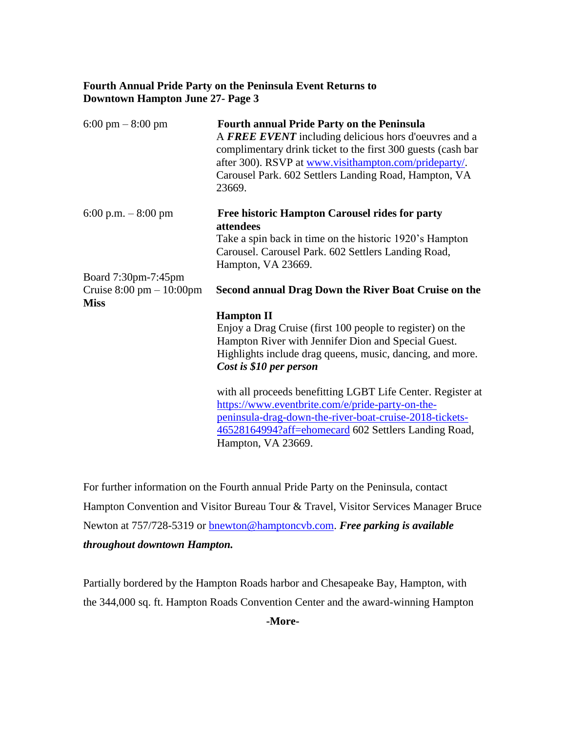**Fourth Annual Pride Party on the Peninsula Event Returns to Downtown Hampton June 27- Page 3**

| | |
|---|---|
| 6:00 pm – 8:00 pm | **Fourth annual Pride Party on the Peninsula**<br>A ***FREE EVENT*** including delicious hors d'oeuvres and a complimentary drink ticket to the first 300 guests (cash bar after 300). RSVP at [www.visithampton.com/prideparty/](www.visithampton.com/prideparty/). Carousel Park. 602 Settlers Landing Road, Hampton, VA 23669. |
| 6:00 p.m. – 8:00 pm | **Free historic Hampton Carousel rides for party attendees**<br>Take a spin back in time on the historic 1920's Hampton Carousel. Carousel Park. 602 Settlers Landing Road, Hampton, VA 23669. |
| Board 7:30pm-7:45pm<br>Cruise 8:00 pm – 10:00pm | **Second annual Drag Down the River Boat Cruise on the Miss Hampton II**<br>Enjoy a Drag Cruise (first 100 people to register) on the Hampton River with Jennifer Dion and Special Guest. Highlights include drag queens, music, dancing, and more. ***Cost is $10 per person*** with all proceeds benefitting LGBT Life Center. Register at [https://www.eventbrite.com/e/pride-party-on-the-peninsula-drag-down-the-river-boat-cruise-2018-tickets-46528164994?aff=ehomecard](https://www.eventbrite.com/e/pride-party-on-the-peninsula-drag-down-the-river-boat-cruise-2018-tickets-46528164994?aff=ehomecard) 602 Settlers Landing Road, Hampton, VA 23669. |

For further information on the Fourth annual Pride Party on the Peninsula, contact Hampton Convention and Visitor Bureau Tour & Travel, Visitor Services Manager Bruce Newton at 757/728-5319 or [bnewton@hamptoncvb.com](mailto:bnewton@hamptoncvb.com). ***Free parking is available throughout downtown Hampton.***

Partially bordered by the Hampton Roads harbor and Chesapeake Bay, Hampton, with the 344,000 sq. ft. Hampton Roads Convention Center and the award-winning Hampton

**-More-**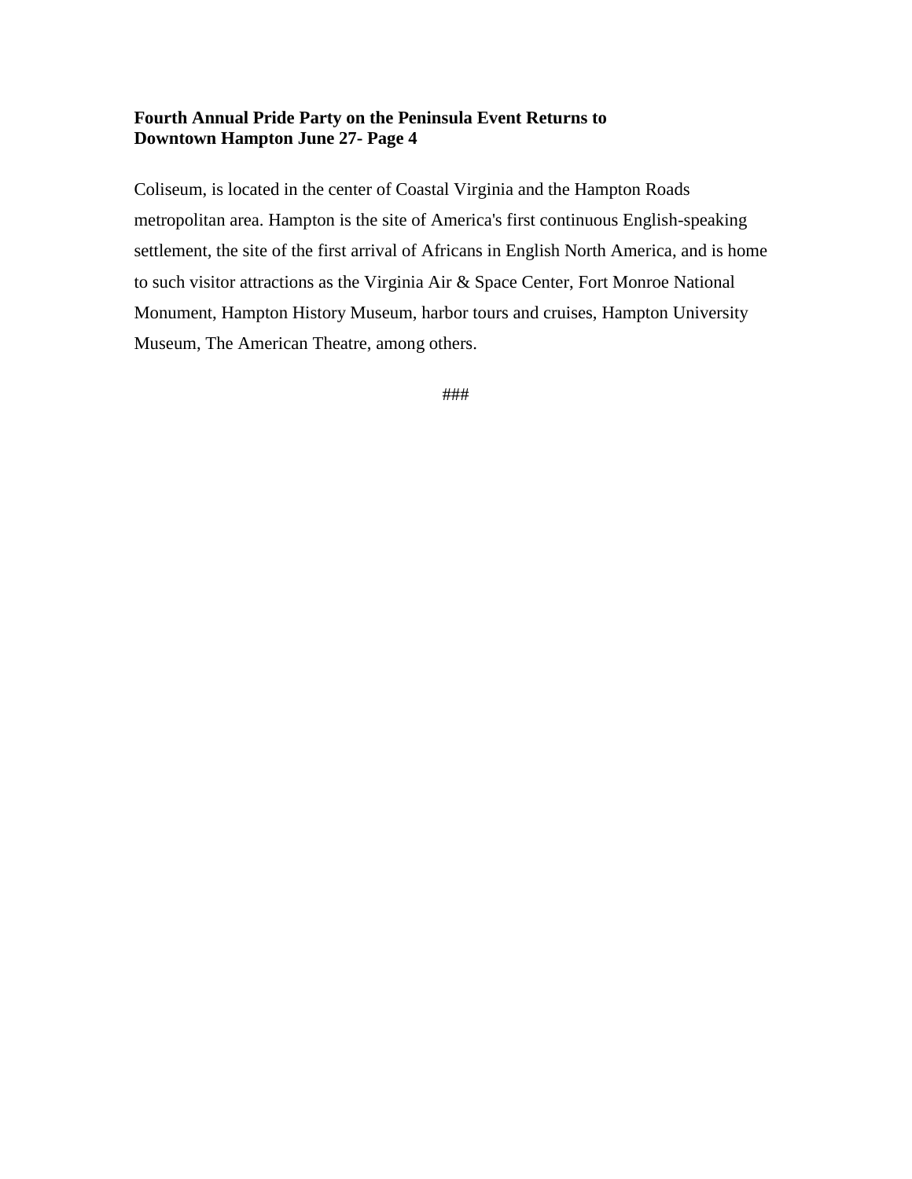Coliseum, is located in the center of Coastal Virginia and the Hampton Roads metropolitan area. Hampton is the site of America's first continuous English-speaking settlement, the site of the first arrival of Africans in English North America, and is home to such visitor attractions as the Virginia Air & Space Center, Fort Monroe National Monument, Hampton History Museum, harbor tours and cruises, Hampton University Museum, The American Theatre, among others.

###